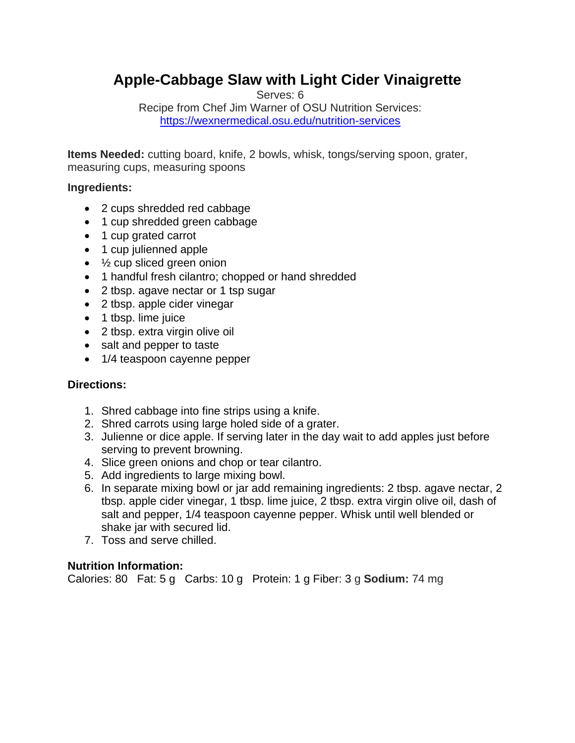# Apple-Cabbage Slaw with Light Cider Vinaigrette

Serves: 6

Recipe from Chef Jim Warner of OSU Nutrition Services:
https://wexnermedical.osu.edu/nutrition-services

**Items Needed:** cutting board, knife, 2 bowls, whisk, tongs/serving spoon, grater, measuring cups, measuring spoons

**Ingredients:**

- 2 cups shredded red cabbage
- 1 cup shredded green cabbage
- 1 cup grated carrot
- 1 cup julienned apple
- ½ cup sliced green onion
- 1 handful fresh cilantro; chopped or hand shredded
- 2 tbsp. agave nectar or 1 tsp sugar
- 2 tbsp. apple cider vinegar
- 1 tbsp. lime juice
- 2 tbsp. extra virgin olive oil
- salt and pepper to taste
- 1/4 teaspoon cayenne pepper

**Directions:**

1. Shred cabbage into fine strips using a knife.
2. Shred carrots using large holed side of a grater.
3. Julienne or dice apple. If serving later in the day wait to add apples just before serving to prevent browning.
4. Slice green onions and chop or tear cilantro.
5. Add ingredients to large mixing bowl.
6. In separate mixing bowl or jar add remaining ingredients: 2 tbsp. agave nectar, 2 tbsp. apple cider vinegar, 1 tbsp. lime juice, 2 tbsp. extra virgin olive oil, dash of salt and pepper, 1/4 teaspoon cayenne pepper. Whisk until well blended or shake jar with secured lid.
7. Toss and serve chilled.

**Nutrition Information:**
Calories: 80 Fat: 5 g Carbs: 10 g Protein: 1 g Fiber: 3 g **Sodium:** 74 mg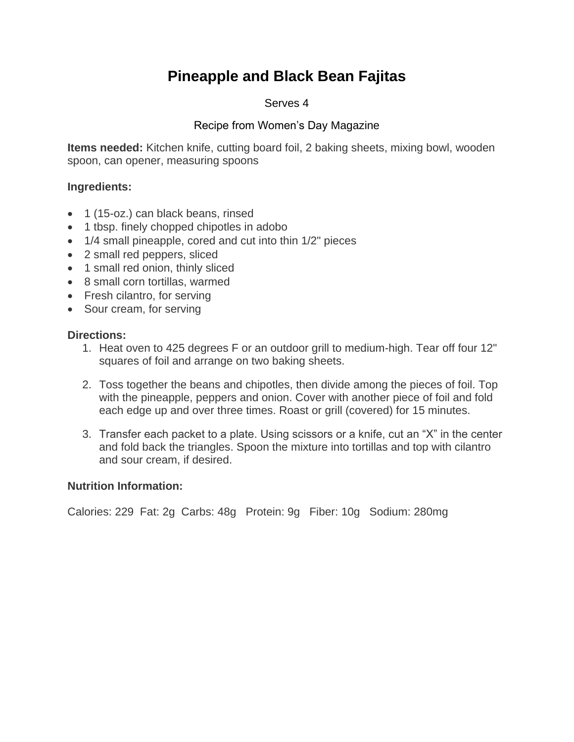# Pineapple and Black Bean Fajitas

Serves 4

Recipe from Women's Day Magazine

**Items needed:** Kitchen knife, cutting board foil, 2 baking sheets, mixing bowl, wooden spoon, can opener, measuring spoons

**Ingredients:**

- 1 (15-oz.) can black beans, rinsed
- 1 tbsp. finely chopped chipotles in adobo
- 1/4 small pineapple, cored and cut into thin 1/2" pieces
- 2 small red peppers, sliced
- 1 small red onion, thinly sliced
- 8 small corn tortillas, warmed
- Fresh cilantro, for serving
- Sour cream, for serving

**Directions:**

1. Heat oven to 425 degrees F or an outdoor grill to medium-high. Tear off four 12" squares of foil and arrange on two baking sheets.
2. Toss together the beans and chipotles, then divide among the pieces of foil. Top with the pineapple, peppers and onion. Cover with another piece of foil and fold each edge up and over three times. Roast or grill (covered) for 15 minutes.
3. Transfer each packet to a plate. Using scissors or a knife, cut an "X" in the center and fold back the triangles. Spoon the mixture into tortillas and top with cilantro and sour cream, if desired.

**Nutrition Information:**

Calories: 229 Fat: 2g Carbs: 48g Protein: 9g Fiber: 10g Sodium: 280mg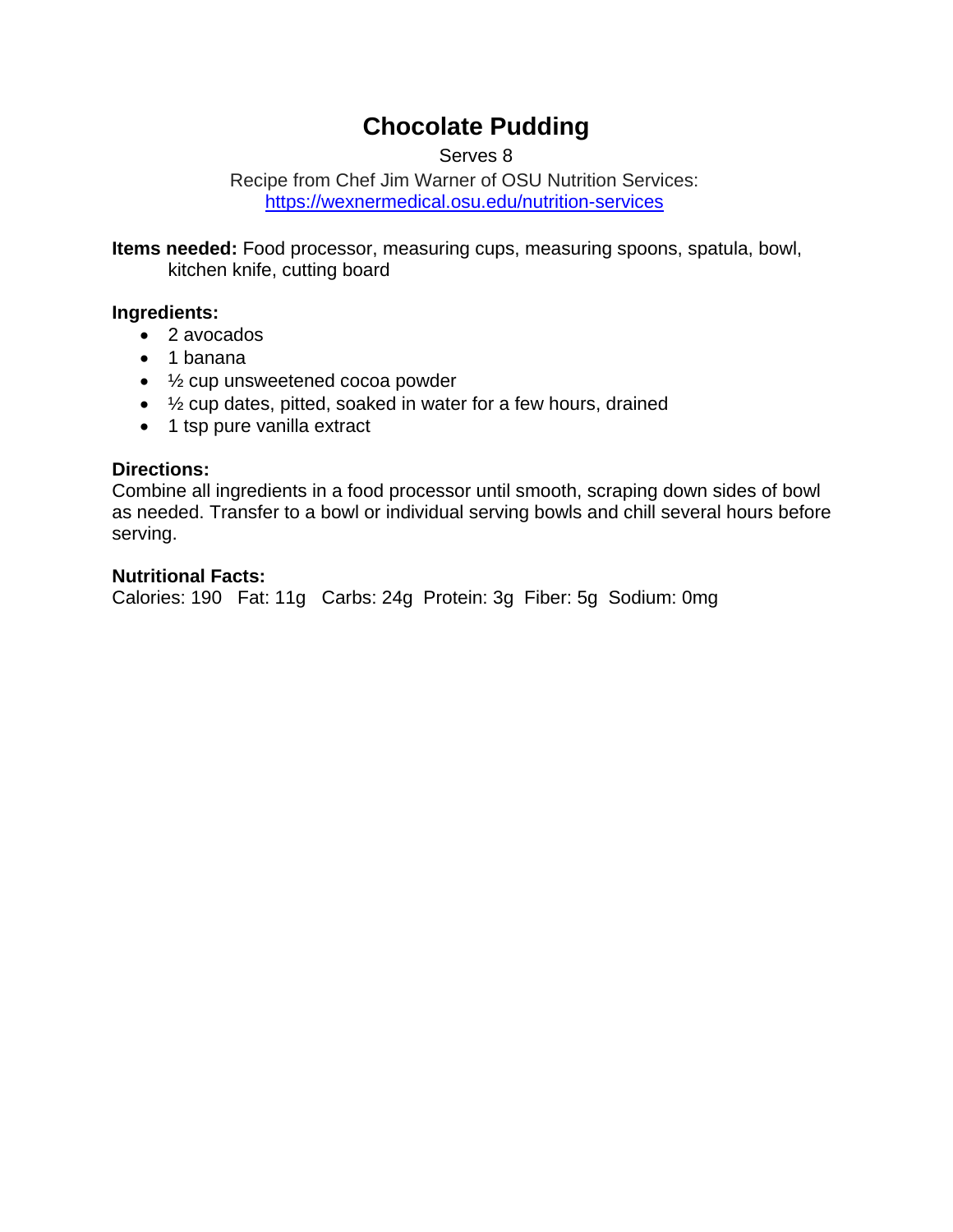# Chocolate Pudding

Serves 8

Recipe from Chef Jim Warner of OSU Nutrition Services:
https://wexnermedical.osu.edu/nutrition-services

**Items needed:** Food processor, measuring cups, measuring spoons, spatula, bowl, kitchen knife, cutting board

**Ingredients:**

- 2 avocados
- 1 banana
- ½ cup unsweetened cocoa powder
- ½ cup dates, pitted, soaked in water for a few hours, drained
- 1 tsp pure vanilla extract

**Directions:**

Combine all ingredients in a food processor until smooth, scraping down sides of bowl as needed. Transfer to a bowl or individual serving bowls and chill several hours before serving.

**Nutritional Facts:**

Calories: 190 Fat: 11g Carbs: 24g Protein: 3g Fiber: 5g Sodium: 0mg